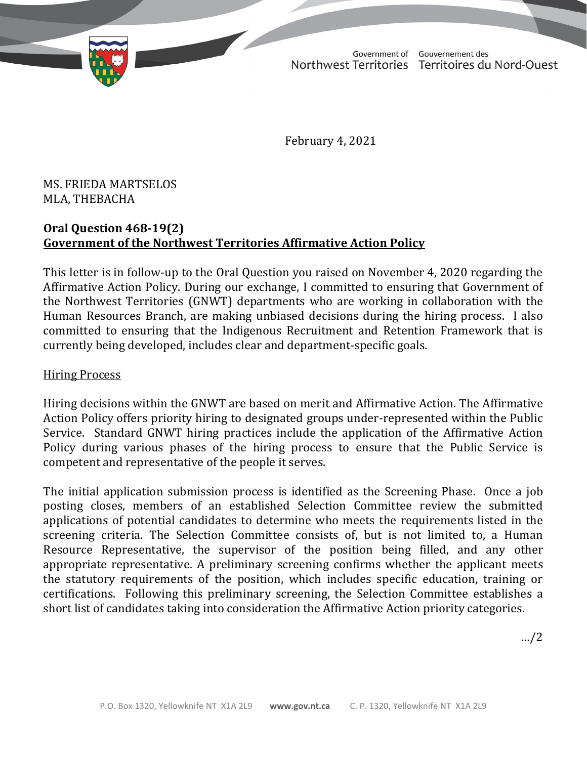Government of Northwest Territories | Gouvernement des Territoires du Nord-Ouest

February 4, 2021

MS. FRIEDA MARTSELOS
MLA, THEBACHA

**Oral Question 468-19(2)**
**Government of the Northwest Territories Affirmative Action Policy**

This letter is in follow-up to the Oral Question you raised on November 4, 2020 regarding the Affirmative Action Policy. During our exchange, I committed to ensuring that Government of the Northwest Territories (GNWT) departments who are working in collaboration with the Human Resources Branch, are making unbiased decisions during the hiring process. I also committed to ensuring that the Indigenous Recruitment and Retention Framework that is currently being developed, includes clear and department-specific goals.

Hiring Process

Hiring decisions within the GNWT are based on merit and Affirmative Action. The Affirmative Action Policy offers priority hiring to designated groups under-represented within the Public Service. Standard GNWT hiring practices include the application of the Affirmative Action Policy during various phases of the hiring process to ensure that the Public Service is competent and representative of the people it serves.

The initial application submission process is identified as the Screening Phase. Once a job posting closes, members of an established Selection Committee review the submitted applications of potential candidates to determine who meets the requirements listed in the screening criteria. The Selection Committee consists of, but is not limited to, a Human Resource Representative, the supervisor of the position being filled, and any other appropriate representative. A preliminary screening confirms whether the applicant meets the statutory requirements of the position, which includes specific education, training or certifications. Following this preliminary screening, the Selection Committee establishes a short list of candidates taking into consideration the Affirmative Action priority categories.

…/2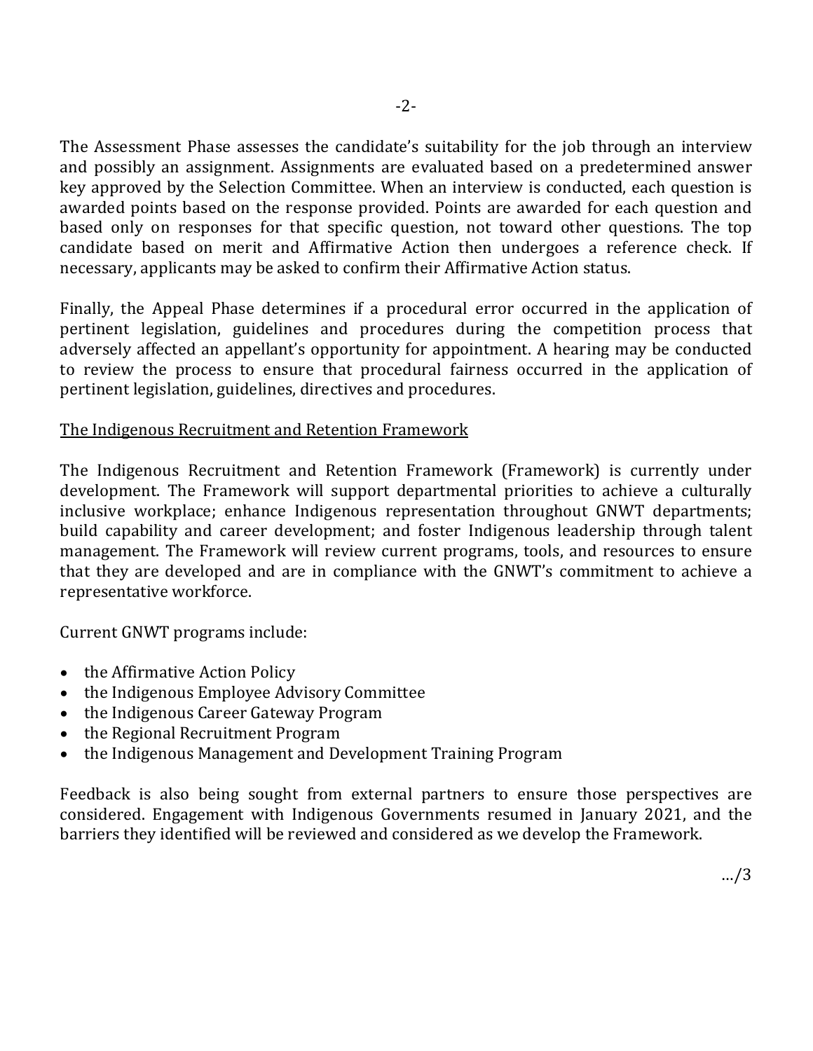The Assessment Phase assesses the candidate's suitability for the job through an interview and possibly an assignment. Assignments are evaluated based on a predetermined answer key approved by the Selection Committee. When an interview is conducted, each question is awarded points based on the response provided. Points are awarded for each question and based only on responses for that specific question, not toward other questions. The top candidate based on merit and Affirmative Action then undergoes a reference check. If necessary, applicants may be asked to confirm their Affirmative Action status.

Finally, the Appeal Phase determines if a procedural error occurred in the application of pertinent legislation, guidelines and procedures during the competition process that adversely affected an appellant's opportunity for appointment. A hearing may be conducted to review the process to ensure that procedural fairness occurred in the application of pertinent legislation, guidelines, directives and procedures.

## The Indigenous Recruitment and Retention Framework

The Indigenous Recruitment and Retention Framework (Framework) is currently under development. The Framework will support departmental priorities to achieve a culturally inclusive workplace; enhance Indigenous representation throughout GNWT departments; build capability and career development; and foster Indigenous leadership through talent management. The Framework will review current programs, tools, and resources to ensure that they are developed and are in compliance with the GNWT's commitment to achieve a representative workforce.

Current GNWT programs include:

- the Affirmative Action Policy
- the Indigenous Employee Advisory Committee
- the Indigenous Career Gateway Program
- the Regional Recruitment Program
- the Indigenous Management and Development Training Program

Feedback is also being sought from external partners to ensure those perspectives are considered. Engagement with Indigenous Governments resumed in January 2021, and the barriers they identified will be reviewed and considered as we develop the Framework.

…/3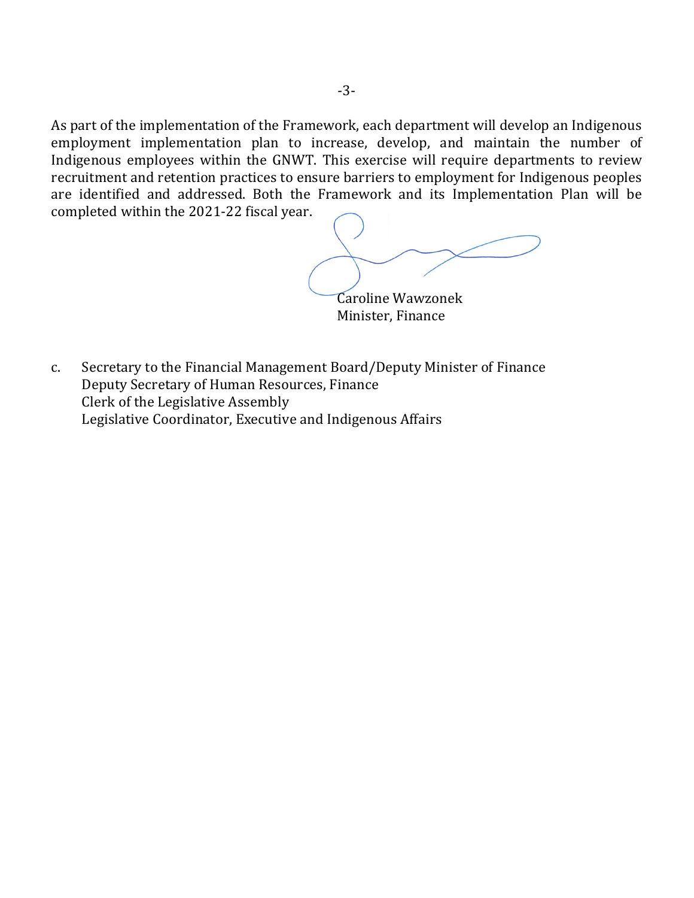As part of the implementation of the Framework, each department will develop an Indigenous employment implementation plan to increase, develop, and maintain the number of Indigenous employees within the GNWT. This exercise will require departments to review recruitment and retention practices to ensure barriers to employment for Indigenous peoples are identified and addressed. Both the Framework and its Implementation Plan will be completed within the 2021-22 fiscal year.

Caroline Wawzonek
Minister, Finance

c. Secretary to the Financial Management Board/Deputy Minister of Finance
Deputy Secretary of Human Resources, Finance
Clerk of the Legislative Assembly
Legislative Coordinator, Executive and Indigenous Affairs